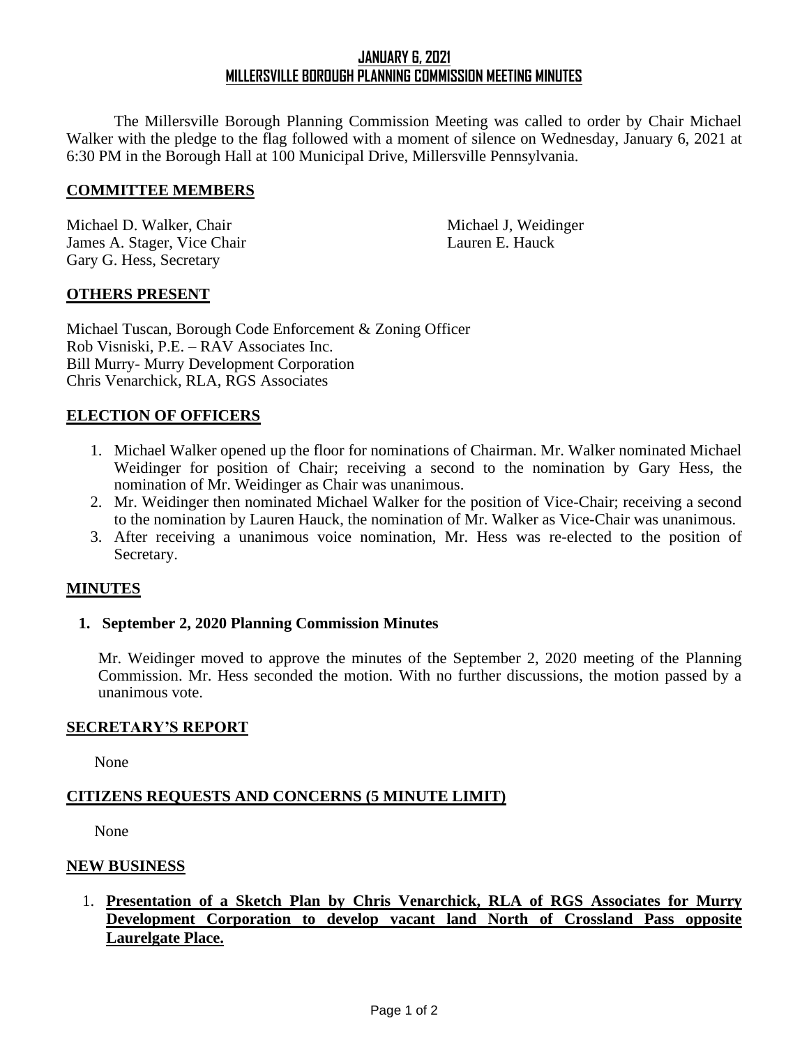# JANUARY 6, 2021
# MILLERSVILLE BOROUGH PLANNING COMMISSION MEETING MINUTES

The Millersville Borough Planning Commission Meeting was called to order by Chair Michael Walker with the pledge to the flag followed with a moment of silence on Wednesday, January 6, 2021 at 6:30 PM in the Borough Hall at 100 Municipal Drive, Millersville Pennsylvania.

## COMMITTEE MEMBERS

Michael D. Walker, Chair
James A. Stager, Vice Chair
Gary G. Hess, Secretary
Michael J, Weidinger
Lauren E. Hauck

## OTHERS PRESENT

Michael Tuscan, Borough Code Enforcement & Zoning Officer
Rob Visniski, P.E. – RAV Associates Inc.
Bill Murry- Murry Development Corporation
Chris Venarchick, RLA, RGS Associates

## ELECTION OF OFFICERS

1. Michael Walker opened up the floor for nominations of Chairman. Mr. Walker nominated Michael Weidinger for position of Chair; receiving a second to the nomination by Gary Hess, the nomination of Mr. Weidinger as Chair was unanimous.
2. Mr. Weidinger then nominated Michael Walker for the position of Vice-Chair; receiving a second to the nomination by Lauren Hauck, the nomination of Mr. Walker as Vice-Chair was unanimous.
3. After receiving a unanimous voice nomination, Mr. Hess was re-elected to the position of Secretary.

## MINUTES

**1. September 2, 2020 Planning Commission Minutes**

Mr. Weidinger moved to approve the minutes of the September 2, 2020 meeting of the Planning Commission. Mr. Hess seconded the motion. With no further discussions, the motion passed by a unanimous vote.

## SECRETARY'S REPORT

None

## CITIZENS REQUESTS AND CONCERNS (5 MINUTE LIMIT)

None

## NEW BUSINESS

1. **Presentation of a Sketch Plan by Chris Venarchick, RLA of RGS Associates for Murry Development Corporation to develop vacant land North of Crossland Pass opposite Laurelgate Place.**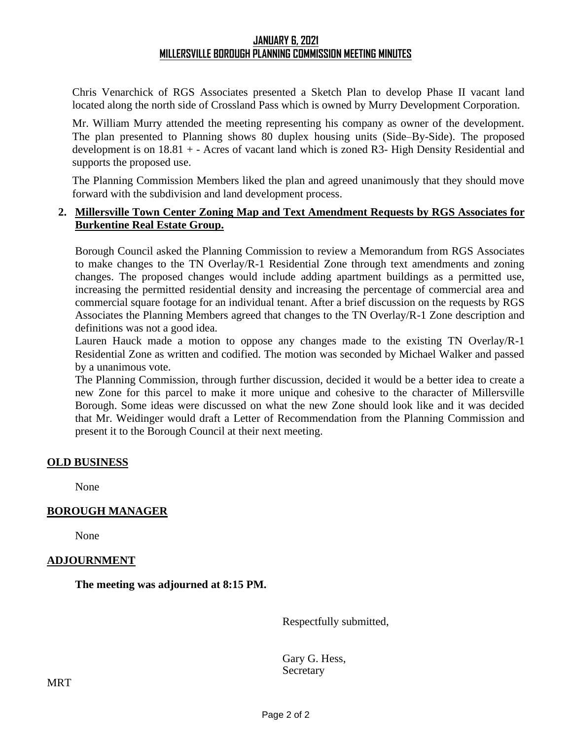Chris Venarchick of RGS Associates presented a Sketch Plan to develop Phase II vacant land located along the north side of Crossland Pass which is owned by Murry Development Corporation.

Mr. William Murry attended the meeting representing his company as owner of the development. The plan presented to Planning shows 80 duplex housing units (Side–By-Side). The proposed development is on 18.81 + - Acres of vacant land which is zoned R3- High Density Residential and supports the proposed use.

The Planning Commission Members liked the plan and agreed unanimously that they should move forward with the subdivision and land development process.

2. **Millersville Town Center Zoning Map and Text Amendment Requests by RGS Associates for Burkentine Real Estate Group.**

Borough Council asked the Planning Commission to review a Memorandum from RGS Associates to make changes to the TN Overlay/R-1 Residential Zone through text amendments and zoning changes. The proposed changes would include adding apartment buildings as a permitted use, increasing the permitted residential density and increasing the percentage of commercial area and commercial square footage for an individual tenant. After a brief discussion on the requests by RGS Associates the Planning Members agreed that changes to the TN Overlay/R-1 Zone description and definitions was not a good idea.

Lauren Hauck made a motion to oppose any changes made to the existing TN Overlay/R-1 Residential Zone as written and codified. The motion was seconded by Michael Walker and passed by a unanimous vote.

The Planning Commission, through further discussion, decided it would be a better idea to create a new Zone for this parcel to make it more unique and cohesive to the character of Millersville Borough. Some ideas were discussed on what the new Zone should look like and it was decided that Mr. Weidinger would draft a Letter of Recommendation from the Planning Commission and present it to the Borough Council at their next meeting.

## OLD BUSINESS

None

## BOROUGH MANAGER

None

## ADJOURNMENT

**The meeting was adjourned at 8:15 PM.**

Respectfully submitted,

Gary G. Hess,
Secretary

MRT